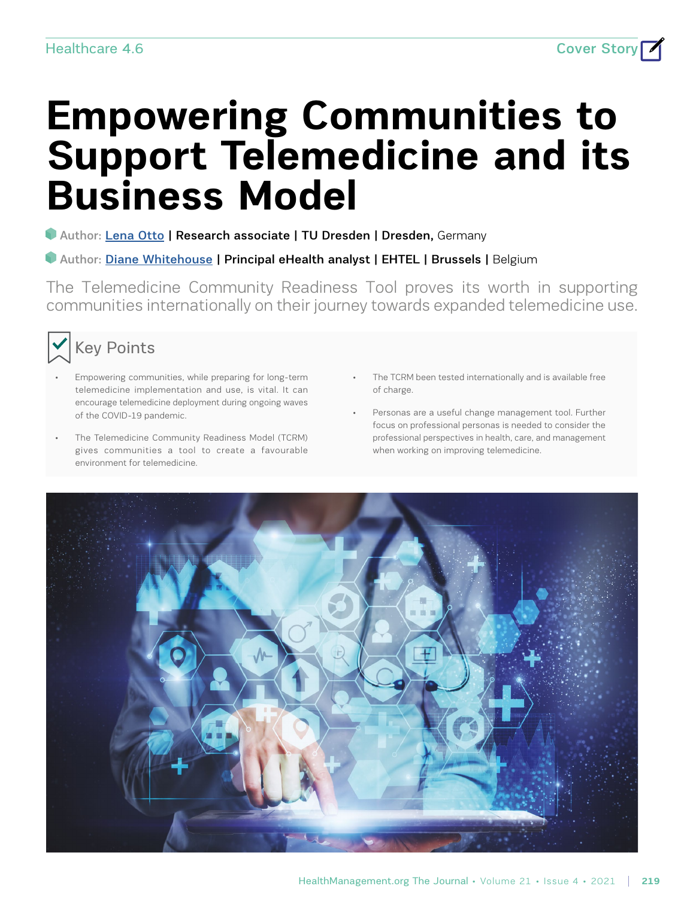# Empowering Communities to Support Telemedicine and its Business Model

Author: [Lena Otto](#) | Research associate | TU Dresden | Dresden, Germany

Author: [Diane Whitehouse](#) | Principal eHealth analyst | EHTEL | Brussels | Belgium

The Telemedicine Community Readiness Tool proves its worth in supporting communities internationally on their journey towards expanded telemedicine use.

## Key Points

- Empowering communities, while preparing for long-term telemedicine implementation and use, is vital. It can encourage telemedicine deployment during ongoing waves of the COVID-19 pandemic.
- The Telemedicine Community Readiness Model (TCRM) gives communities a tool to create a favourable environment for telemedicine.
- The TCRM been tested internationally and is available free of charge.
- Personas are a useful change management tool. Further focus on professional personas is needed to consider the professional perspectives in health, care, and management when working on improving telemedicine.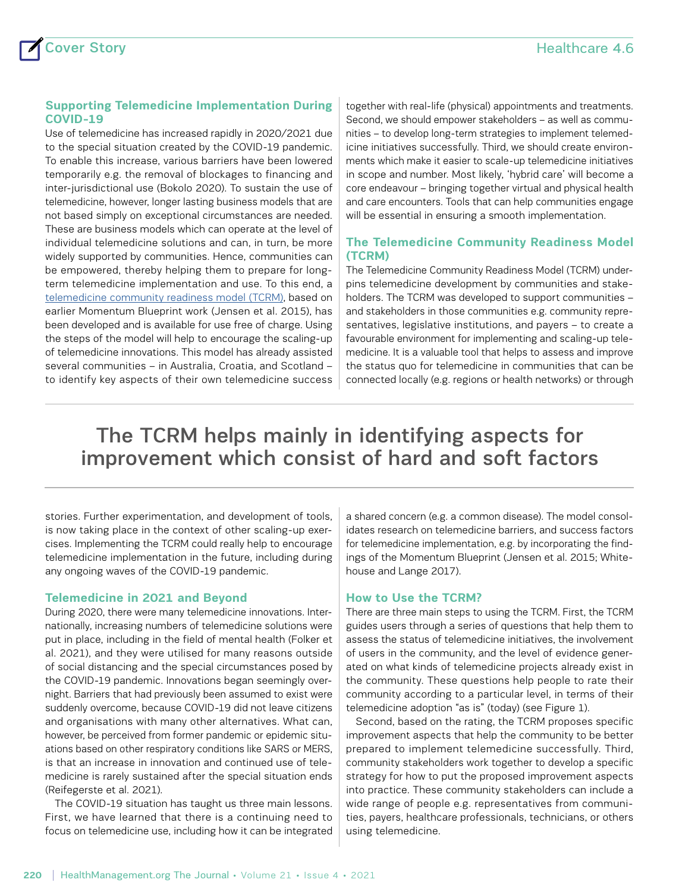### Supporting Telemedicine Implementation During COVID-19

Use of telemedicine has increased rapidly in 2020/2021 due to the special situation created by the COVID-19 pandemic. To enable this increase, various barriers have been lowered temporarily e.g. the removal of blockages to financing and inter-jurisdictional use (Bokolo 2020). To sustain the use of telemedicine, however, longer lasting business models that are not based simply on exceptional circumstances are needed. These are business models which can operate at the level of individual telemedicine solutions and can, in turn, be more widely supported by communities. Hence, communities can be empowered, thereby helping them to prepare for long-term telemedicine implementation and use. To this end, a telemedicine community readiness model (TCRM), based on earlier Momentum Blueprint work (Jensen et al. 2015), has been developed and is available for use free of charge. Using the steps of the model will help to encourage the scaling-up of telemedicine innovations. This model has already assisted several communities – in Australia, Croatia, and Scotland – to identify key aspects of their own telemedicine success stories. Further experimentation, and development of tools, is now taking place in the context of other scaling-up exercises. Implementing the TCRM could really help to encourage telemedicine implementation in the future, including during any ongoing waves of the COVID-19 pandemic.

### Telemedicine in 2021 and Beyond

During 2020, there were many telemedicine innovations. Internationally, increasing numbers of telemedicine solutions were put in place, including in the field of mental health (Folker et al. 2021), and they were utilised for many reasons outside of social distancing and the special circumstances posed by the COVID-19 pandemic. Innovations began seemingly overnight. Barriers that had previously been assumed to exist were suddenly overcome, because COVID-19 did not leave citizens and organisations with many other alternatives. What can, however, be perceived from former pandemic or epidemic situations based on other respiratory conditions like SARS or MERS, is that an increase in innovation and continued use of telemedicine is rarely sustained after the special situation ends (Reifegerste et al. 2021).

The COVID-19 situation has taught us three main lessons. First, we have learned that there is a continuing need to focus on telemedicine use, including how it can be integrated together with real-life (physical) appointments and treatments. Second, we should empower stakeholders – as well as communities – to develop long-term strategies to implement telemedicine initiatives successfully. Third, we should create environments which make it easier to scale-up telemedicine initiatives in scope and number. Most likely, 'hybrid care' will become a core endeavour – bringing together virtual and physical health and care encounters. Tools that can help communities engage will be essential in ensuring a smooth implementation.

> The TCRM helps mainly in identifying aspects for improvement which consist of hard and soft factors

### The Telemedicine Community Readiness Model (TCRM)

The Telemedicine Community Readiness Model (TCRM) underpins telemedicine development by communities and stakeholders. The TCRM was developed to support communities – and stakeholders in those communities e.g. community representatives, legislative institutions, and payers – to create a favourable environment for implementing and scaling-up telemedicine. It is a valuable tool that helps to assess and improve the status quo for telemedicine in communities that can be connected locally (e.g. regions or health networks) or through a shared concern (e.g. a common disease). The model consolidates research on telemedicine barriers, and success factors for telemedicine implementation, e.g. by incorporating the findings of the Momentum Blueprint (Jensen et al. 2015; Whitehouse and Lange 2017).

### How to Use the TCRM?

There are three main steps to using the TCRM. First, the TCRM guides users through a series of questions that help them to assess the status of telemedicine initiatives, the involvement of users in the community, and the level of evidence generated on what kinds of telemedicine projects already exist in the community. These questions help people to rate their community according to a particular level, in terms of their telemedicine adoption "as is" (today) (see Figure 1).

Second, based on the rating, the TCRM proposes specific improvement aspects that help the community to be better prepared to implement telemedicine successfully. Third, community stakeholders work together to develop a specific strategy for how to put the proposed improvement aspects into practice. These community stakeholders can include a wide range of people e.g. representatives from communities, payers, healthcare professionals, technicians, or others using telemedicine.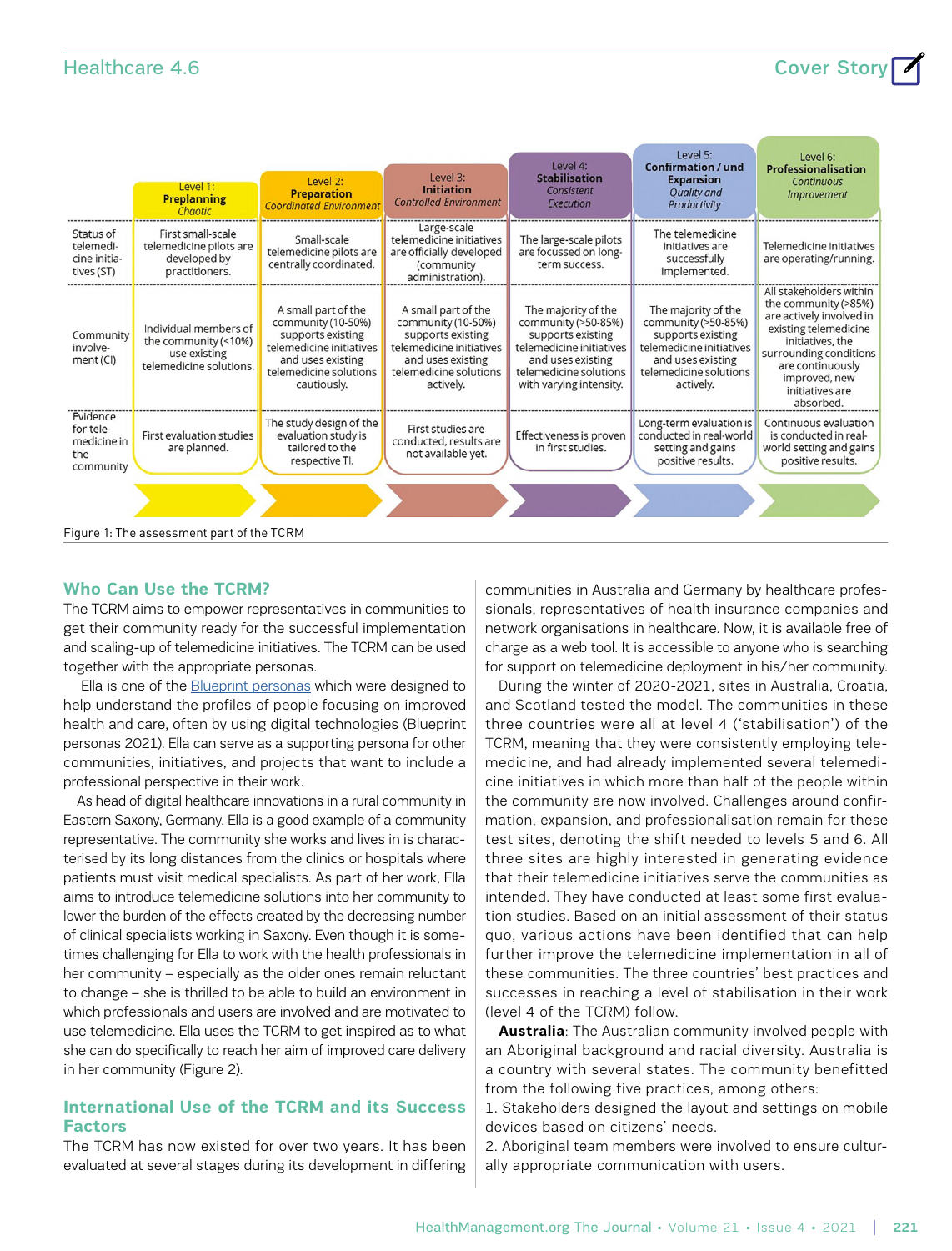| | Level 1: **Preplanning** *Chaotic* | Level 2: **Preparation** *Coordinated Environment* | Level 3: **Initiation** *Controlled Environment* | Level 4: **Stabilisation** *Consistent Execution* | Level 5: **Confirmation / und Expansion** *Quality and Productivity* | Level 6: **Professionalisation** *Continuous Improvement* |
|---|---|---|---|---|---|---|
| Status of telemedicine initiatives (ST) | First small-scale telemedicine pilots are developed by practitioners. | Small-scale telemedicine pilots are centrally coordinated. | Large-scale telemedicine initiatives are officially developed (community administration). | The large-scale pilots are focussed on long-term success. | The telemedicine initiatives are successfully implemented. | Telemedicine initiatives are operating/running. |
| Community involvement (CI) | Individual members of the community (<10%) use existing telemedicine solutions. | A small part of the community (10-50%) supports existing telemedicine initiatives and uses existing telemedicine solutions cautiously. | A small part of the community (10-50%) supports existing telemedicine initiatives and uses existing telemedicine solutions actively. | The majority of the community (>50-85%) supports existing telemedicine initiatives and uses existing telemedicine solutions with varying intensity. | The majority of the community (>50-85%) supports existing telemedicine initiatives and uses existing telemedicine solutions actively. | All stakeholders within the community (>85%) are actively involved in existing telemedicine initiatives, the surrounding conditions are continuously improved, new initiatives are absorbed. |
| Evidence for telemedicine in the community | First evaluation studies are planned. | The study design of the evaluation study is tailored to the respective TI. | First studies are conducted, results are not available yet. | Effectiveness is proven in first studies. | Long-term evaluation is conducted in real-world setting and gains positive results. | Continuous evaluation is conducted in real-world setting and gains positive results. |

Figure 1: The assessment part of the TCRM

## Who Can Use the TCRM?

The TCRM aims to empower representatives in communities to get their community ready for the successful implementation and scaling-up of telemedicine initiatives. The TCRM can be used together with the appropriate personas.

Ella is one of the Blueprint personas which were designed to help understand the profiles of people focusing on improved health and care, often by using digital technologies (Blueprint personas 2021). Ella can serve as a supporting persona for other communities, initiatives, and projects that want to include a professional perspective in their work.

As head of digital healthcare innovations in a rural community in Eastern Saxony, Germany, Ella is a good example of a community representative. The community she works and lives in is characterised by its long distances from the clinics or hospitals where patients must visit medical specialists. As part of her work, Ella aims to introduce telemedicine solutions into her community to lower the burden of the effects created by the decreasing number of clinical specialists working in Saxony. Even though it is sometimes challenging for Ella to work with the health professionals in her community – especially as the older ones remain reluctant to change – she is thrilled to be able to build an environment in which professionals and users are involved and are motivated to use telemedicine. Ella uses the TCRM to get inspired as to what she can do specifically to reach her aim of improved care delivery in her community (Figure 2).

## International Use of the TCRM and its Success Factors

The TCRM has now existed for over two years. It has been evaluated at several stages during its development in differing communities in Australia and Germany by healthcare professionals, representatives of health insurance companies and network organisations in healthcare. Now, it is available free of charge as a web tool. It is accessible to anyone who is searching for support on telemedicine deployment in his/her community.

During the winter of 2020-2021, sites in Australia, Croatia, and Scotland tested the model. The communities in these three countries were all at level 4 ('stabilisation') of the TCRM, meaning that they were consistently employing telemedicine, and had already implemented several telemedicine initiatives in which more than half of the people within the community are now involved. Challenges around confirmation, expansion, and professionalisation remain for these test sites, denoting the shift needed to levels 5 and 6. All three sites are highly interested in generating evidence that their telemedicine initiatives serve the communities as intended. They have conducted at least some first evaluation studies. Based on an initial assessment of their status quo, various actions have been identified that can help further improve the telemedicine implementation in all of these communities. The three countries' best practices and successes in reaching a level of stabilisation in their work (level 4 of the TCRM) follow.

**Australia**: The Australian community involved people with an Aboriginal background and racial diversity. Australia is a country with several states. The community benefitted from the following five practices, among others:

1. Stakeholders designed the layout and settings on mobile devices based on citizens' needs.
2. Aboriginal team members were involved to ensure culturally appropriate communication with users.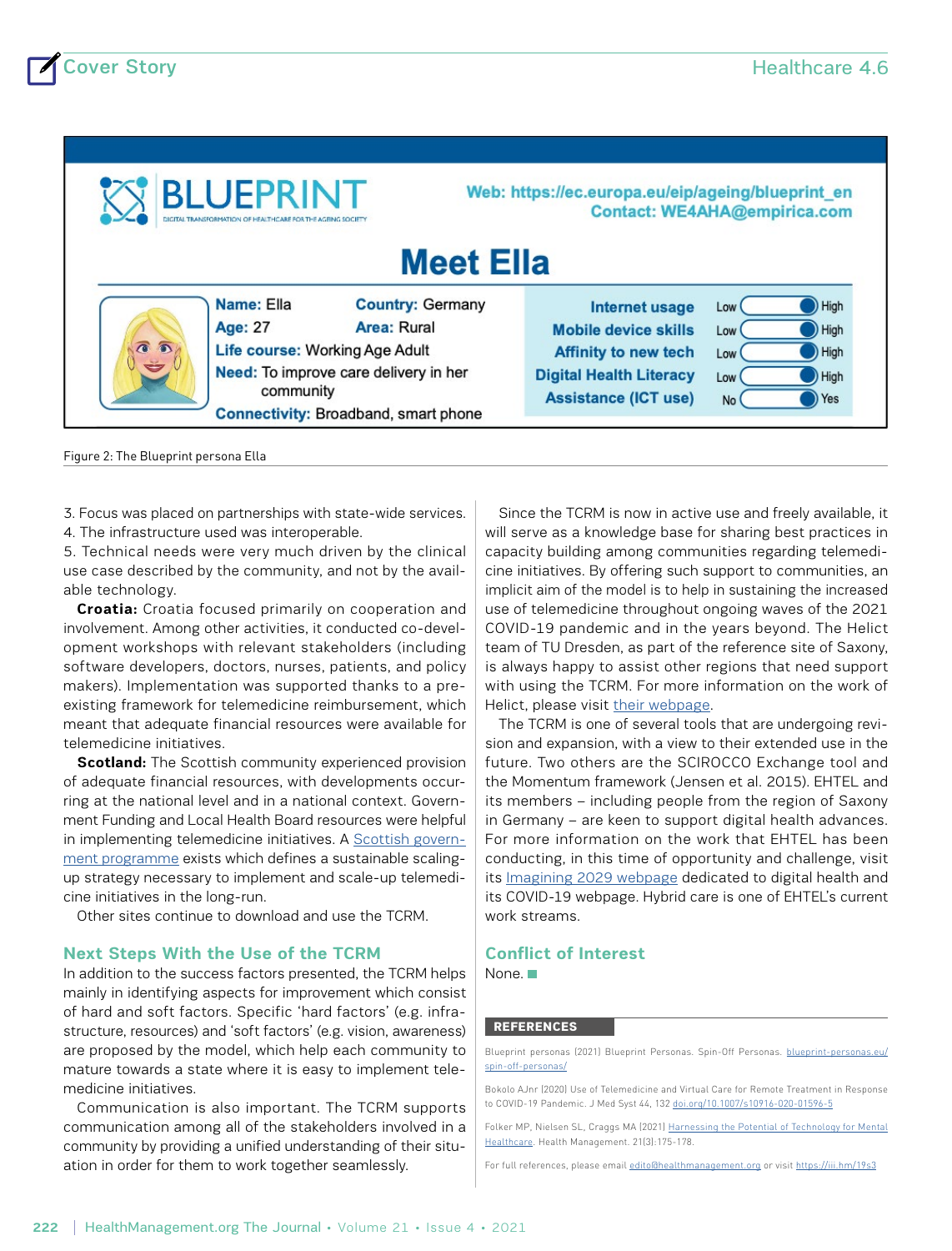BLUEPRINT

DIGITAL TRANSFORMATION OF HEALTHCARE FOR THE AGEING SOCIETY

Web: https://ec.europa.eu/eip/ageing/blueprint_en
Contact: WE4AHA@empirica.com

## Meet Ella

**Name:** Ella
**Country:** Germany
**Age:** 27
**Area:** Rural
**Life course:** Working Age Adult
**Need:** To improve care delivery in her community
**Connectivity:** Broadband, smart phone

Internet usage — Low / High
Mobile device skills — Low / High
Affinity to new tech — Low / High
Digital Health Literacy — Low / High
Assistance (ICT use) — No / Yes

Figure 2: The Blueprint persona Ella

3. Focus was placed on partnerships with state-wide services.
4. The infrastructure used was interoperable.
5. Technical needs were very much driven by the clinical use case described by the community, and not by the available technology.

**Croatia:** Croatia focused primarily on cooperation and involvement. Among other activities, it conducted co-development workshops with relevant stakeholders (including software developers, doctors, nurses, patients, and policy makers). Implementation was supported thanks to a pre-existing framework for telemedicine reimbursement, which meant that adequate financial resources were available for telemedicine initiatives.

**Scotland:** The Scottish community experienced provision of adequate financial resources, with developments occurring at the national level and in a national context. Government Funding and Local Health Board resources were helpful in implementing telemedicine initiatives. A Scottish government programme exists which defines a sustainable scaling-up strategy necessary to implement and scale-up telemedicine initiatives in the long-run.

Other sites continue to download and use the TCRM.

### Next Steps With the Use of the TCRM

In addition to the success factors presented, the TCRM helps mainly in identifying aspects for improvement which consist of hard and soft factors. Specific 'hard factors' (e.g. infrastructure, resources) and 'soft factors' (e.g. vision, awareness) are proposed by the model, which help each community to mature towards a state where it is easy to implement telemedicine initiatives.

Communication is also important. The TCRM supports communication among all of the stakeholders involved in a community by providing a unified understanding of their situation in order for them to work together seamlessly.

Since the TCRM is now in active use and freely available, it will serve as a knowledge base for sharing best practices in capacity building among communities regarding telemedicine initiatives. By offering such support to communities, an implicit aim of the model is to help in sustaining the increased use of telemedicine throughout ongoing waves of the 2021 COVID-19 pandemic and in the years beyond. The Helict team of TU Dresden, as part of the reference site of Saxony, is always happy to assist other regions that need support with using the TCRM. For more information on the work of Helict, please visit their webpage.

The TCRM is one of several tools that are undergoing revision and expansion, with a view to their extended use in the future. Two others are the SCIROCCO Exchange tool and the Momentum framework (Jensen et al. 2015). EHTEL and its members – including people from the region of Saxony in Germany – are keen to support digital health advances. For more information on the work that EHTEL has been conducting, in this time of opportunity and challenge, visit its Imagining 2029 webpage dedicated to digital health and its COVID-19 webpage. Hybrid care is one of EHTEL's current work streams.

### Conflict of Interest

None.

### REFERENCES

Blueprint personas (2021) Blueprint Personas. Spin-Off Personas. blueprint-personas.eu/spin-off-personas/

Bokolo AJnr (2020) Use of Telemedicine and Virtual Care for Remote Treatment in Response to COVID-19 Pandemic. J Med Syst 44, 132 doi.org/10.1007/s10916-020-01596-5

Folker MP, Nielsen SL, Craggs MA (2021) Harnessing the Potential of Technology for Mental Healthcare. Health Management. 21(3):175-178.

For full references, please email edito@healthmanagement.org or visit https://iii.hm/19s3